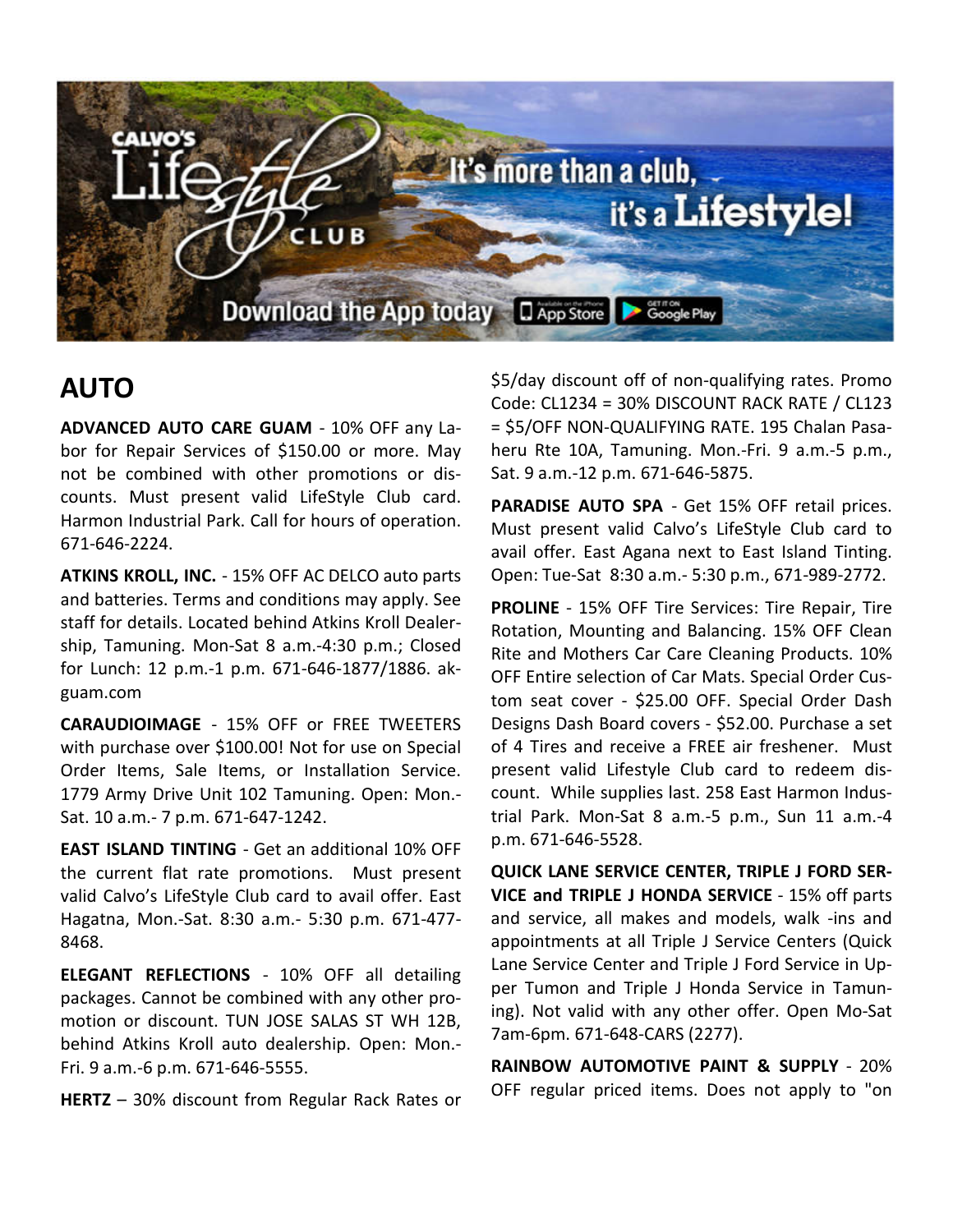## AUTO

**ADVANCED AUTO CARE GUAM** - 10% OFF any Labor for Repair Services of $150.00 or more. May not be combined with other promotions or discounts. Must present valid LifeStyle Club card. Harmon Industrial Park. Call for hours of operation. 671-646-2224.

**ATKINS KROLL, INC.** - 15% OFF AC DELCO auto parts and batteries. Terms and conditions may apply. See staff for details. Located behind Atkins Kroll Dealership, Tamuning. Mon-Sat 8 a.m.-4:30 p.m.; Closed for Lunch: 12 p.m.-1 p.m. 671-646-1877/1886. akguam.com

**CARAUDIOIMAGE** - 15% OFF or FREE TWEETERS with purchase over $100.00! Not for use on Special Order Items, Sale Items, or Installation Service. 1779 Army Drive Unit 102 Tamuning. Open: Mon.-Sat. 10 a.m.- 7 p.m. 671-647-1242.

**EAST ISLAND TINTING** - Get an additional 10% OFF the current flat rate promotions. Must present valid Calvo's LifeStyle Club card to avail offer. East Hagatna, Mon.-Sat. 8:30 a.m.- 5:30 p.m. 671-477-8468.

**ELEGANT REFLECTIONS** - 10% OFF all detailing packages. Cannot be combined with any other promotion or discount. TUN JOSE SALAS ST WH 12B, behind Atkins Kroll auto dealership. Open: Mon.-Fri. 9 a.m.-6 p.m. 671-646-5555.

**HERTZ** – 30% discount from Regular Rack Rates or $5/day discount off of non-qualifying rates. Promo Code: CL1234 = 30% DISCOUNT RACK RATE / CL123 = $5/OFF NON-QUALIFYING RATE. 195 Chalan Pasaheru Rte 10A, Tamuning. Mon.-Fri. 9 a.m.-5 p.m., Sat. 9 a.m.-12 p.m. 671-646-5875.

**PARADISE AUTO SPA** - Get 15% OFF retail prices. Must present valid Calvo's LifeStyle Club card to avail offer. East Agana next to East Island Tinting. Open: Tue-Sat 8:30 a.m.- 5:30 p.m., 671-989-2772.

**PROLINE** - 15% OFF Tire Services: Tire Repair, Tire Rotation, Mounting and Balancing. 15% OFF Clean Rite and Mothers Car Care Cleaning Products. 10% OFF Entire selection of Car Mats. Special Order Custom seat cover - $25.00 OFF. Special Order Dash Designs Dash Board covers - $52.00. Purchase a set of 4 Tires and receive a FREE air freshener. Must present valid Lifestyle Club card to redeem discount. While supplies last. 258 East Harmon Industrial Park. Mon-Sat 8 a.m.-5 p.m., Sun 11 a.m.-4 p.m. 671-646-5528.

**QUICK LANE SERVICE CENTER, TRIPLE J FORD SERVICE and TRIPLE J HONDA SERVICE** - 15% off parts and service, all makes and models, walk -ins and appointments at all Triple J Service Centers (Quick Lane Service Center and Triple J Ford Service in Upper Tumon and Triple J Honda Service in Tamuning). Not valid with any other offer. Open Mo-Sat 7am-6pm. 671-648-CARS (2277).

**RAINBOW AUTOMOTIVE PAINT & SUPPLY** - 20% OFF regular priced items. Does not apply to "on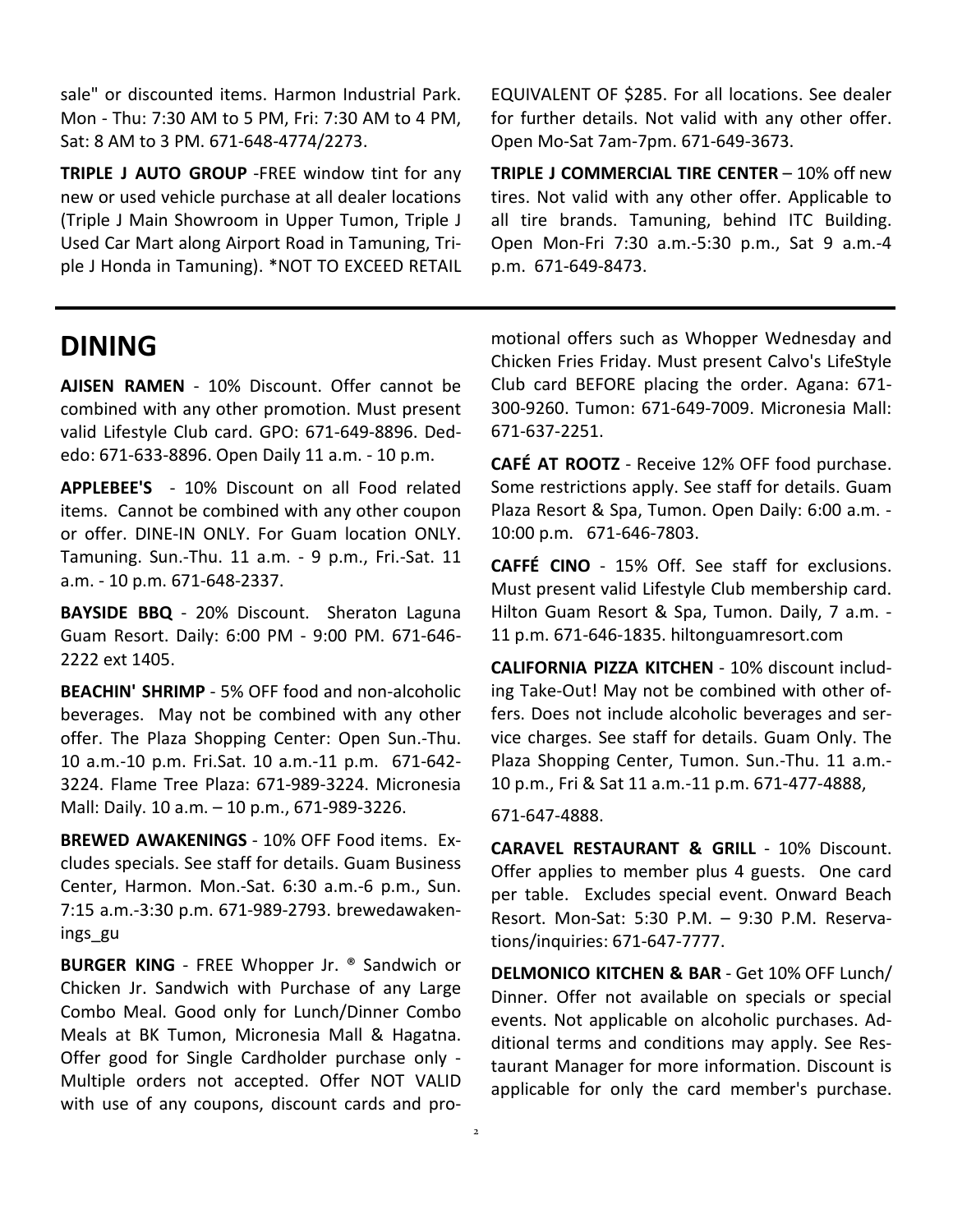sale" or discounted items. Harmon Industrial Park. Mon - Thu: 7:30 AM to 5 PM, Fri: 7:30 AM to 4 PM, Sat: 8 AM to 3 PM. 671-648-4774/2273.

**TRIPLE J AUTO GROUP** -FREE window tint for any new or used vehicle purchase at all dealer locations (Triple J Main Showroom in Upper Tumon, Triple J Used Car Mart along Airport Road in Tamuning, Triple J Honda in Tamuning). *NOT TO EXCEED RETAIL EQUIVALENT OF $285. For all locations. See dealer for further details. Not valid with any other offer. Open Mo-Sat 7am-7pm. 671-649-3673.

**TRIPLE J COMMERCIAL TIRE CENTER** – 10% off new tires. Not valid with any other offer. Applicable to all tire brands. Tamuning, behind ITC Building. Open Mon-Fri 7:30 a.m.-5:30 p.m., Sat 9 a.m.-4 p.m. 671-649-8473.

# DINING

**AJISEN RAMEN** - 10% Discount. Offer cannot be combined with any other promotion. Must present valid Lifestyle Club card. GPO: 671-649-8896. Dededo: 671-633-8896. Open Daily 11 a.m. - 10 p.m.

**APPLEBEE'S** - 10% Discount on all Food related items. Cannot be combined with any other coupon or offer. DINE-IN ONLY. For Guam location ONLY. Tamuning. Sun.-Thu. 11 a.m. - 9 p.m., Fri.-Sat. 11 a.m. - 10 p.m. 671-648-2337.

**BAYSIDE BBQ** - 20% Discount. Sheraton Laguna Guam Resort. Daily: 6:00 PM - 9:00 PM. 671-646-2222 ext 1405.

**BEACHIN' SHRIMP** - 5% OFF food and non-alcoholic beverages. May not be combined with any other offer. The Plaza Shopping Center: Open Sun.-Thu. 10 a.m.-10 p.m. Fri.Sat. 10 a.m.-11 p.m. 671-642-3224. Flame Tree Plaza: 671-989-3224. Micronesia Mall: Daily. 10 a.m. – 10 p.m., 671-989-3226.

**BREWED AWAKENINGS** - 10% OFF Food items. Excludes specials. See staff for details. Guam Business Center, Harmon. Mon.-Sat. 6:30 a.m.-6 p.m., Sun. 7:15 a.m.-3:30 p.m. 671-989-2793. brewedawakenings_gu

**BURGER KING** - FREE Whopper Jr. ® Sandwich or Chicken Jr. Sandwich with Purchase of any Large Combo Meal. Good only for Lunch/Dinner Combo Meals at BK Tumon, Micronesia Mall & Hagatna. Offer good for Single Cardholder purchase only - Multiple orders not accepted. Offer NOT VALID with use of any coupons, discount cards and promotional offers such as Whopper Wednesday and Chicken Fries Friday. Must present Calvo's LifeStyle Club card BEFORE placing the order. Agana: 671-300-9260. Tumon: 671-649-7009. Micronesia Mall: 671-637-2251.

**CAFÉ AT ROOTZ** - Receive 12% OFF food purchase. Some restrictions apply. See staff for details. Guam Plaza Resort & Spa, Tumon. Open Daily: 6:00 a.m. - 10:00 p.m. 671-646-7803.

**CAFFÉ CINO** - 15% Off. See staff for exclusions. Must present valid Lifestyle Club membership card. Hilton Guam Resort & Spa, Tumon. Daily, 7 a.m. - 11 p.m. 671-646-1835. hiltonguamresort.com

**CALIFORNIA PIZZA KITCHEN** - 10% discount including Take-Out! May not be combined with other offers. Does not include alcoholic beverages and service charges. See staff for details. Guam Only. The Plaza Shopping Center, Tumon. Sun.-Thu. 11 a.m.-10 p.m., Fri & Sat 11 a.m.-11 p.m. 671-477-4888,

671-647-4888.

**CARAVEL RESTAURANT & GRILL** - 10% Discount. Offer applies to member plus 4 guests. One card per table. Excludes special event. Onward Beach Resort. Mon-Sat: 5:30 P.M. – 9:30 P.M. Reservations/inquiries: 671-647-7777.

**DELMONICO KITCHEN & BAR** - Get 10% OFF Lunch/ Dinner. Offer not available on specials or special events. Not applicable on alcoholic purchases. Additional terms and conditions may apply. See Restaurant Manager for more information. Discount is applicable for only the card member's purchase.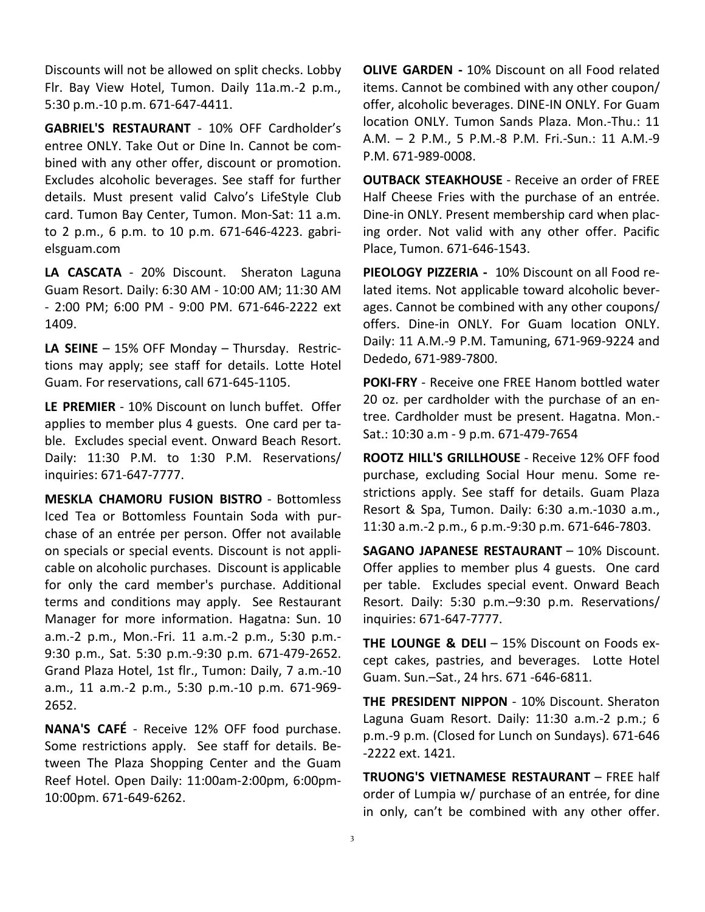Discounts will not be allowed on split checks. Lobby Flr. Bay View Hotel, Tumon. Daily 11a.m.-2 p.m., 5:30 p.m.-10 p.m. 671-647-4411.

**GABRIEL'S RESTAURANT** - 10% OFF Cardholder's entree ONLY. Take Out or Dine In. Cannot be combined with any other offer, discount or promotion. Excludes alcoholic beverages. See staff for further details. Must present valid Calvo's LifeStyle Club card. Tumon Bay Center, Tumon. Mon-Sat: 11 a.m. to 2 p.m., 6 p.m. to 10 p.m. 671-646-4223. gabrielsguam.com

**LA CASCATA** - 20% Discount. Sheraton Laguna Guam Resort. Daily: 6:30 AM - 10:00 AM; 11:30 AM - 2:00 PM; 6:00 PM - 9:00 PM. 671-646-2222 ext 1409.

**LA SEINE** – 15% OFF Monday – Thursday. Restrictions may apply; see staff for details. Lotte Hotel Guam. For reservations, call 671-645-1105.

**LE PREMIER** - 10% Discount on lunch buffet. Offer applies to member plus 4 guests. One card per table. Excludes special event. Onward Beach Resort. Daily: 11:30 P.M. to 1:30 P.M. Reservations/ inquiries: 671-647-7777.

**MESKLA CHAMORU FUSION BISTRO** - Bottomless Iced Tea or Bottomless Fountain Soda with purchase of an entrée per person. Offer not available on specials or special events. Discount is not applicable on alcoholic purchases. Discount is applicable for only the card member's purchase. Additional terms and conditions may apply. See Restaurant Manager for more information. Hagatna: Sun. 10 a.m.-2 p.m., Mon.-Fri. 11 a.m.-2 p.m., 5:30 p.m.-9:30 p.m., Sat. 5:30 p.m.-9:30 p.m. 671-479-2652. Grand Plaza Hotel, 1st flr., Tumon: Daily, 7 a.m.-10 a.m., 11 a.m.-2 p.m., 5:30 p.m.-10 p.m. 671-969-2652.

**NANA'S CAFÉ** - Receive 12% OFF food purchase. Some restrictions apply. See staff for details. Between The Plaza Shopping Center and the Guam Reef Hotel. Open Daily: 11:00am-2:00pm, 6:00pm-10:00pm. 671-649-6262.

**OLIVE GARDEN -** 10% Discount on all Food related items. Cannot be combined with any other coupon/ offer, alcoholic beverages. DINE-IN ONLY. For Guam location ONLY. Tumon Sands Plaza. Mon.-Thu.: 11 A.M. – 2 P.M., 5 P.M.-8 P.M. Fri.-Sun.: 11 A.M.-9 P.M. 671-989-0008.

**OUTBACK STEAKHOUSE** - Receive an order of FREE Half Cheese Fries with the purchase of an entrée. Dine-in ONLY. Present membership card when placing order. Not valid with any other offer. Pacific Place, Tumon. 671-646-1543.

**PIEOLOGY PIZZERIA -** 10% Discount on all Food related items. Not applicable toward alcoholic beverages. Cannot be combined with any other coupons/ offers. Dine-in ONLY. For Guam location ONLY. Daily: 11 A.M.-9 P.M. Tamuning, 671-969-9224 and Dededo, 671-989-7800.

**POKI-FRY** - Receive one FREE Hanom bottled water 20 oz. per cardholder with the purchase of an entree. Cardholder must be present. Hagatna. Mon.-Sat.: 10:30 a.m - 9 p.m. 671-479-7654

**ROOTZ HILL'S GRILLHOUSE** - Receive 12% OFF food purchase, excluding Social Hour menu. Some restrictions apply. See staff for details. Guam Plaza Resort & Spa, Tumon. Daily: 6:30 a.m.-1030 a.m., 11:30 a.m.-2 p.m., 6 p.m.-9:30 p.m. 671-646-7803.

**SAGANO JAPANESE RESTAURANT** – 10% Discount. Offer applies to member plus 4 guests. One card per table. Excludes special event. Onward Beach Resort. Daily: 5:30 p.m.–9:30 p.m. Reservations/ inquiries: 671-647-7777.

**THE LOUNGE & DELI** – 15% Discount on Foods except cakes, pastries, and beverages. Lotte Hotel Guam. Sun.–Sat., 24 hrs. 671 -646-6811.

**THE PRESIDENT NIPPON** - 10% Discount. Sheraton Laguna Guam Resort. Daily: 11:30 a.m.-2 p.m.; 6 p.m.-9 p.m. (Closed for Lunch on Sundays). 671-646 -2222 ext. 1421.

**TRUONG'S VIETNAMESE RESTAURANT** – FREE half order of Lumpia w/ purchase of an entrée, for dine in only, can't be combined with any other offer.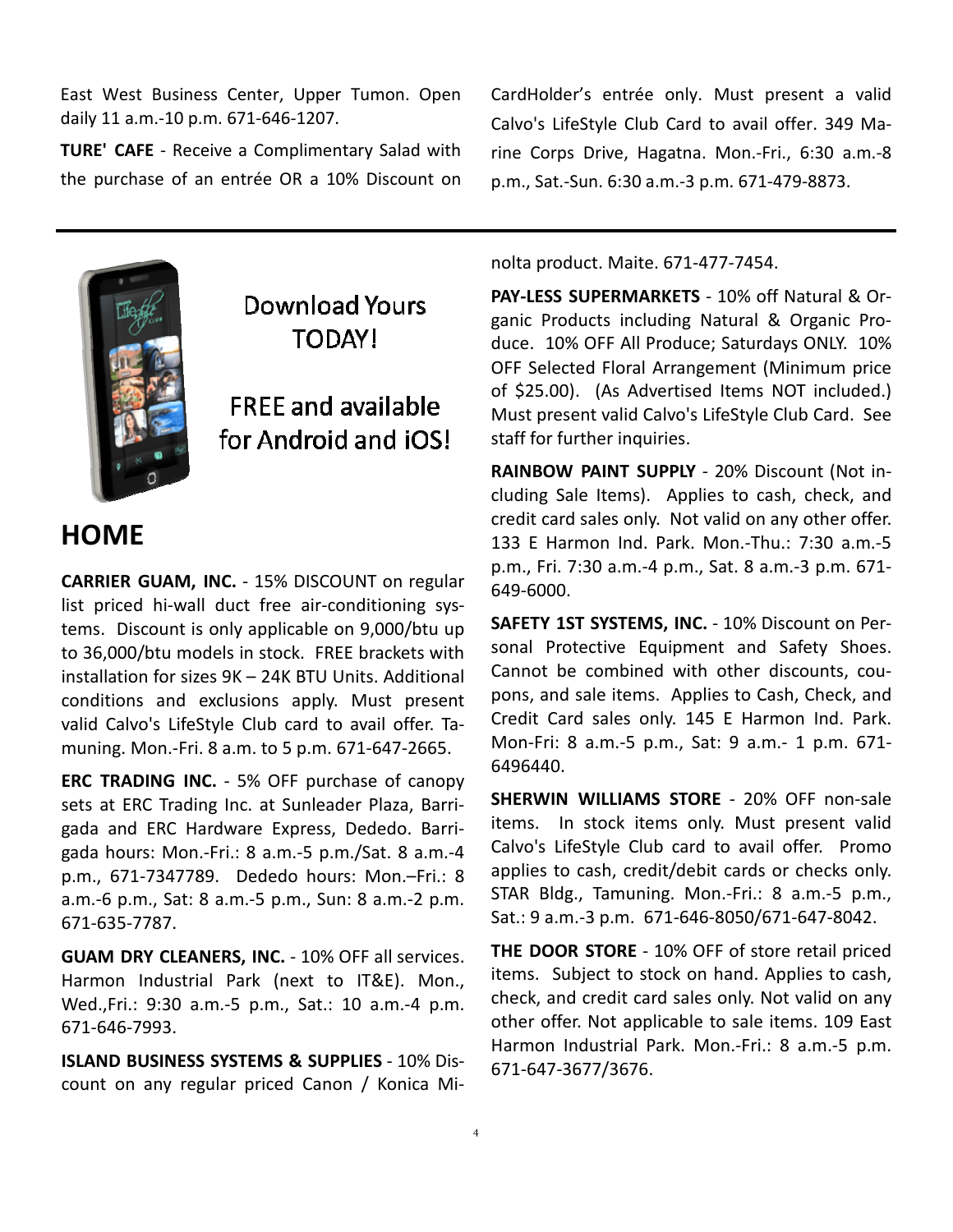East West Business Center, Upper Tumon. Open daily 11 a.m.-10 p.m. 671-646-1207.

**TURE' CAFE** - Receive a Complimentary Salad with the purchase of an entrée OR a 10% Discount on CardHolder's entrée only. Must present a valid Calvo's LifeStyle Club Card to avail offer. 349 Marine Corps Drive, Hagatna. Mon.-Fri., 6:30 a.m.-8 p.m., Sat.-Sun. 6:30 a.m.-3 p.m. 671-479-8873.

---

Download Yours TODAY!

FREE and available for Android and iOS!

## HOME

**CARRIER GUAM, INC.** - 15% DISCOUNT on regular list priced hi-wall duct free air-conditioning systems. Discount is only applicable on 9,000/btu up to 36,000/btu models in stock. FREE brackets with installation for sizes 9K – 24K BTU Units. Additional conditions and exclusions apply. Must present valid Calvo's LifeStyle Club card to avail offer. Tamuning. Mon.-Fri. 8 a.m. to 5 p.m. 671-647-2665.

**ERC TRADING INC.** - 5% OFF purchase of canopy sets at ERC Trading Inc. at Sunleader Plaza, Barrigada and ERC Hardware Express, Dededo. Barrigada hours: Mon.-Fri.: 8 a.m.-5 p.m./Sat. 8 a.m.-4 p.m., 671-7347789. Dededo hours: Mon.–Fri.: 8 a.m.-6 p.m., Sat: 8 a.m.-5 p.m., Sun: 8 a.m.-2 p.m. 671-635-7787.

**GUAM DRY CLEANERS, INC.** - 10% OFF all services. Harmon Industrial Park (next to IT&E). Mon., Wed.,Fri.: 9:30 a.m.-5 p.m., Sat.: 10 a.m.-4 p.m. 671-646-7993.

**ISLAND BUSINESS SYSTEMS & SUPPLIES** - 10% Discount on any regular priced Canon / Konica Minolta product. Maite. 671-477-7454.

**PAY-LESS SUPERMARKETS** - 10% off Natural & Organic Products including Natural & Organic Produce. 10% OFF All Produce; Saturdays ONLY. 10% OFF Selected Floral Arrangement (Minimum price of $25.00). (As Advertised Items NOT included.) Must present valid Calvo's LifeStyle Club Card. See staff for further inquiries.

**RAINBOW PAINT SUPPLY** - 20% Discount (Not including Sale Items). Applies to cash, check, and credit card sales only. Not valid on any other offer. 133 E Harmon Ind. Park. Mon.-Thu.: 7:30 a.m.-5 p.m., Fri. 7:30 a.m.-4 p.m., Sat. 8 a.m.-3 p.m. 671-649-6000.

**SAFETY 1ST SYSTEMS, INC.** - 10% Discount on Personal Protective Equipment and Safety Shoes. Cannot be combined with other discounts, coupons, and sale items. Applies to Cash, Check, and Credit Card sales only. 145 E Harmon Ind. Park. Mon-Fri: 8 a.m.-5 p.m., Sat: 9 a.m.- 1 p.m. 671-6496440.

**SHERWIN WILLIAMS STORE** - 20% OFF non-sale items. In stock items only. Must present valid Calvo's LifeStyle Club card to avail offer. Promo applies to cash, credit/debit cards or checks only. STAR Bldg., Tamuning. Mon.-Fri.: 8 a.m.-5 p.m., Sat.: 9 a.m.-3 p.m. 671-646-8050/671-647-8042.

**THE DOOR STORE** - 10% OFF of store retail priced items. Subject to stock on hand. Applies to cash, check, and credit card sales only. Not valid on any other offer. Not applicable to sale items. 109 East Harmon Industrial Park. Mon.-Fri.: 8 a.m.-5 p.m. 671-647-3677/3676.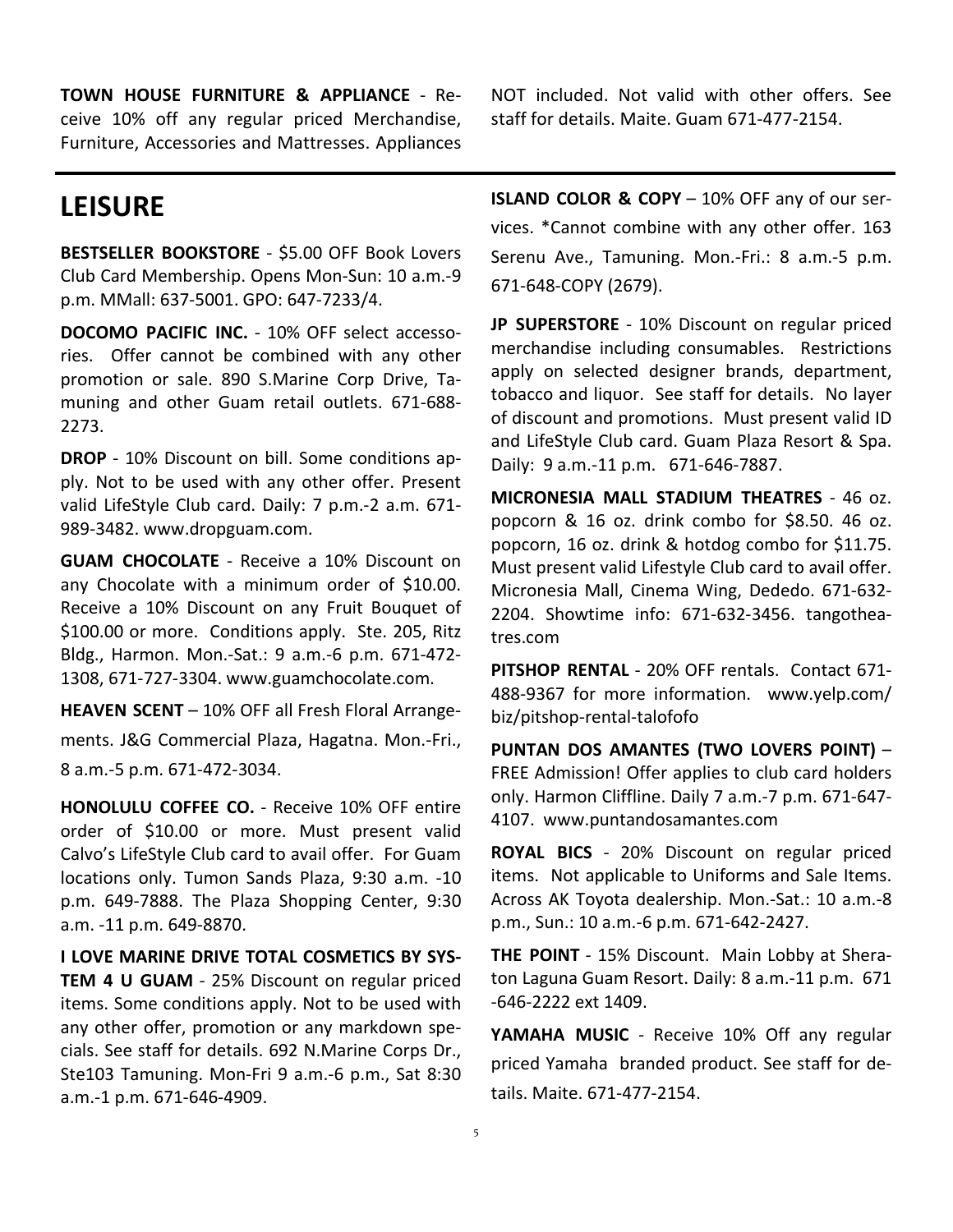**TOWN HOUSE FURNITURE & APPLIANCE** - Receive 10% off any regular priced Merchandise, Furniture, Accessories and Mattresses. Appliances NOT included. Not valid with other offers. See staff for details. Maite. Guam 671-477-2154.

## LEISURE

**BESTSELLER BOOKSTORE** - $5.00 OFF Book Lovers Club Card Membership. Opens Mon-Sun: 10 a.m.-9 p.m. MMall: 637-5001. GPO: 647-7233/4.

**DOCOMO PACIFIC INC.** - 10% OFF select accessories. Offer cannot be combined with any other promotion or sale. 890 S.Marine Corp Drive, Tamuning and other Guam retail outlets. 671-688-2273.

**DROP** - 10% Discount on bill. Some conditions apply. Not to be used with any other offer. Present valid LifeStyle Club card. Daily: 7 p.m.-2 a.m. 671-989-3482. www.dropguam.com.

**GUAM CHOCOLATE** - Receive a 10% Discount on any Chocolate with a minimum order of $10.00. Receive a 10% Discount on any Fruit Bouquet of $100.00 or more. Conditions apply. Ste. 205, Ritz Bldg., Harmon. Mon.-Sat.: 9 a.m.-6 p.m. 671-472-1308, 671-727-3304. www.guamchocolate.com.

**HEAVEN SCENT** – 10% OFF all Fresh Floral Arrangements. J&G Commercial Plaza, Hagatna. Mon.-Fri., 8 a.m.-5 p.m. 671-472-3034.

**HONOLULU COFFEE CO.** - Receive 10% OFF entire order of $10.00 or more. Must present valid Calvo's LifeStyle Club card to avail offer. For Guam locations only. Tumon Sands Plaza, 9:30 a.m. -10 p.m. 649-7888. The Plaza Shopping Center, 9:30 a.m. -11 p.m. 649-8870.

**I LOVE MARINE DRIVE TOTAL COSMETICS BY SYSTEM 4 U GUAM** - 25% Discount on regular priced items. Some conditions apply. Not to be used with any other offer, promotion or any markdown specials. See staff for details. 692 N.Marine Corps Dr., Ste103 Tamuning. Mon-Fri 9 a.m.-6 p.m., Sat 8:30 a.m.-1 p.m. 671-646-4909.

**ISLAND COLOR & COPY** – 10% OFF any of our services. *Cannot combine with any other offer. 163 Serenu Ave., Tamuning. Mon.-Fri.: 8 a.m.-5 p.m. 671-648-COPY (2679).

**JP SUPERSTORE** - 10% Discount on regular priced merchandise including consumables. Restrictions apply on selected designer brands, department, tobacco and liquor. See staff for details. No layer of discount and promotions. Must present valid ID and LifeStyle Club card. Guam Plaza Resort & Spa. Daily: 9 a.m.-11 p.m. 671-646-7887.

**MICRONESIA MALL STADIUM THEATRES** - 46 oz. popcorn & 16 oz. drink combo for $8.50. 46 oz. popcorn, 16 oz. drink & hotdog combo for $11.75. Must present valid Lifestyle Club card to avail offer. Micronesia Mall, Cinema Wing, Dededo. 671-632-2204. Showtime info: 671-632-3456. tangotheatres.com

**PITSHOP RENTAL** - 20% OFF rentals. Contact 671-488-9367 for more information. www.yelp.com/biz/pitshop-rental-talofofo

**PUNTAN DOS AMANTES (TWO LOVERS POINT)** – FREE Admission! Offer applies to club card holders only. Harmon Cliffline. Daily 7 a.m.-7 p.m. 671-647-4107. www.puntandosamantes.com

**ROYAL BICS** - 20% Discount on regular priced items. Not applicable to Uniforms and Sale Items. Across AK Toyota dealership. Mon.-Sat.: 10 a.m.-8 p.m., Sun.: 10 a.m.-6 p.m. 671-642-2427.

**THE POINT** - 15% Discount. Main Lobby at Sheraton Laguna Guam Resort. Daily: 8 a.m.-11 p.m. 671-646-2222 ext 1409.

**YAMAHA MUSIC** - Receive 10% Off any regular priced Yamaha branded product. See staff for details. Maite. 671-477-2154.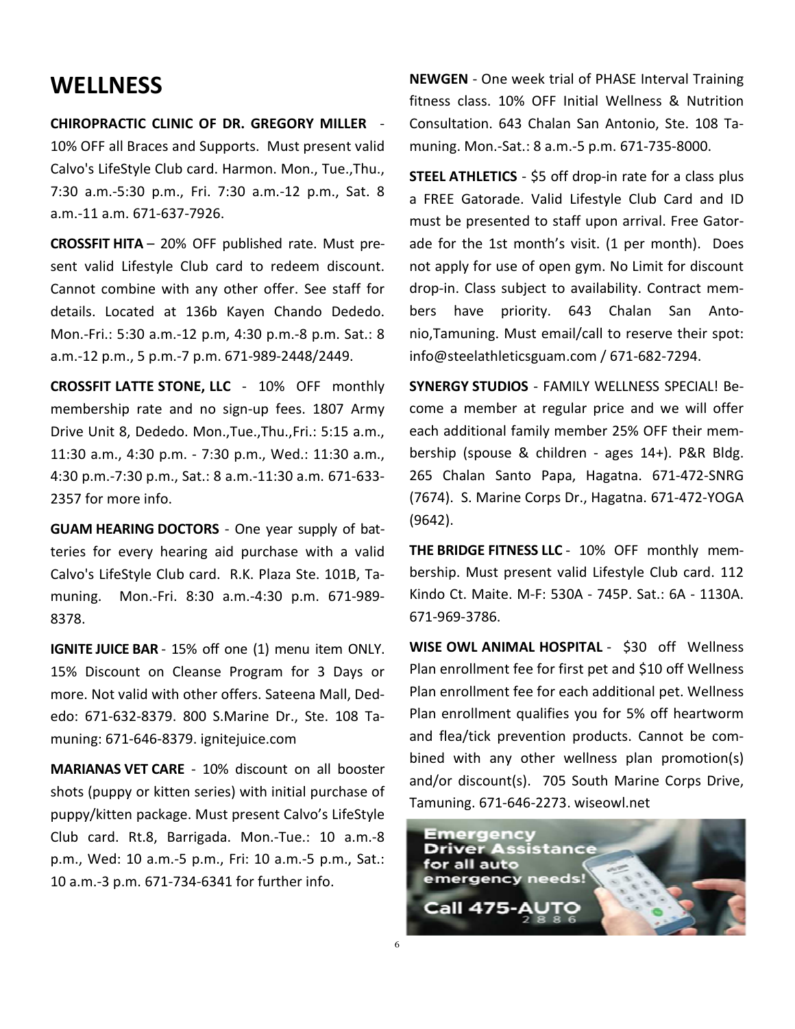# WELLNESS

**CHIROPRACTIC CLINIC OF DR. GREGORY MILLER** - 10% OFF all Braces and Supports. Must present valid Calvo's LifeStyle Club card. Harmon. Mon., Tue.,Thu., 7:30 a.m.-5:30 p.m., Fri. 7:30 a.m.-12 p.m., Sat. 8 a.m.-11 a.m. 671-637-7926.

**CROSSFIT HITA** – 20% OFF published rate. Must present valid Lifestyle Club card to redeem discount. Cannot combine with any other offer. See staff for details. Located at 136b Kayen Chando Dededo. Mon.-Fri.: 5:30 a.m.-12 p.m, 4:30 p.m.-8 p.m. Sat.: 8 a.m.-12 p.m., 5 p.m.-7 p.m. 671-989-2448/2449.

**CROSSFIT LATTE STONE, LLC** - 10% OFF monthly membership rate and no sign-up fees. 1807 Army Drive Unit 8, Dededo. Mon.,Tue.,Thu.,Fri.: 5:15 a.m., 11:30 a.m., 4:30 p.m. - 7:30 p.m., Wed.: 11:30 a.m., 4:30 p.m.-7:30 p.m., Sat.: 8 a.m.-11:30 a.m. 671-633-2357 for more info.

**GUAM HEARING DOCTORS** - One year supply of batteries for every hearing aid purchase with a valid Calvo's LifeStyle Club card. R.K. Plaza Ste. 101B, Tamuning. Mon.-Fri. 8:30 a.m.-4:30 p.m. 671-989-8378.

**IGNITE JUICE BAR** - 15% off one (1) menu item ONLY. 15% Discount on Cleanse Program for 3 Days or more. Not valid with other offers. Sateena Mall, Dededo: 671-632-8379. 800 S.Marine Dr., Ste. 108 Tamuning: 671-646-8379. ignitejuice.com

**MARIANAS VET CARE** - 10% discount on all booster shots (puppy or kitten series) with initial purchase of puppy/kitten package. Must present Calvo's LifeStyle Club card. Rt.8, Barrigada. Mon.-Tue.: 10 a.m.-8 p.m., Wed: 10 a.m.-5 p.m., Fri: 10 a.m.-5 p.m., Sat.: 10 a.m.-3 p.m. 671-734-6341 for further info.

**NEWGEN** - One week trial of PHASE Interval Training fitness class. 10% OFF Initial Wellness & Nutrition Consultation. 643 Chalan San Antonio, Ste. 108 Tamuning. Mon.-Sat.: 8 a.m.-5 p.m. 671-735-8000.

**STEEL ATHLETICS** - $5 off drop-in rate for a class plus a FREE Gatorade. Valid Lifestyle Club Card and ID must be presented to staff upon arrival. Free Gatorade for the 1st month's visit. (1 per month). Does not apply for use of open gym. No Limit for discount drop-in. Class subject to availability. Contract members have priority. 643 Chalan San Antonio,Tamuning. Must email/call to reserve their spot: info@steelathleticsguam.com / 671-682-7294.

**SYNERGY STUDIOS** - FAMILY WELLNESS SPECIAL! Become a member at regular price and we will offer each additional family member 25% OFF their membership (spouse & children - ages 14+). P&R Bldg. 265 Chalan Santo Papa, Hagatna. 671-472-SNRG (7674). S. Marine Corps Dr., Hagatna. 671-472-YOGA (9642).

**THE BRIDGE FITNESS LLC** - 10% OFF monthly membership. Must present valid Lifestyle Club card. 112 Kindo Ct. Maite. M-F: 530A - 745P. Sat.: 6A - 1130A. 671-969-3786.

**WISE OWL ANIMAL HOSPITAL** - $30 off Wellness Plan enrollment fee for first pet and $10 off Wellness Plan enrollment fee for each additional pet. Wellness Plan enrollment qualifies you for 5% off heartworm and flea/tick prevention products. Cannot be combined with any other wellness plan promotion(s) and/or discount(s). 705 South Marine Corps Drive, Tamuning. 671-646-2273. wiseowl.net

Emergency Driver Assistance for all auto emergency needs! Call 475-AUTO (2886)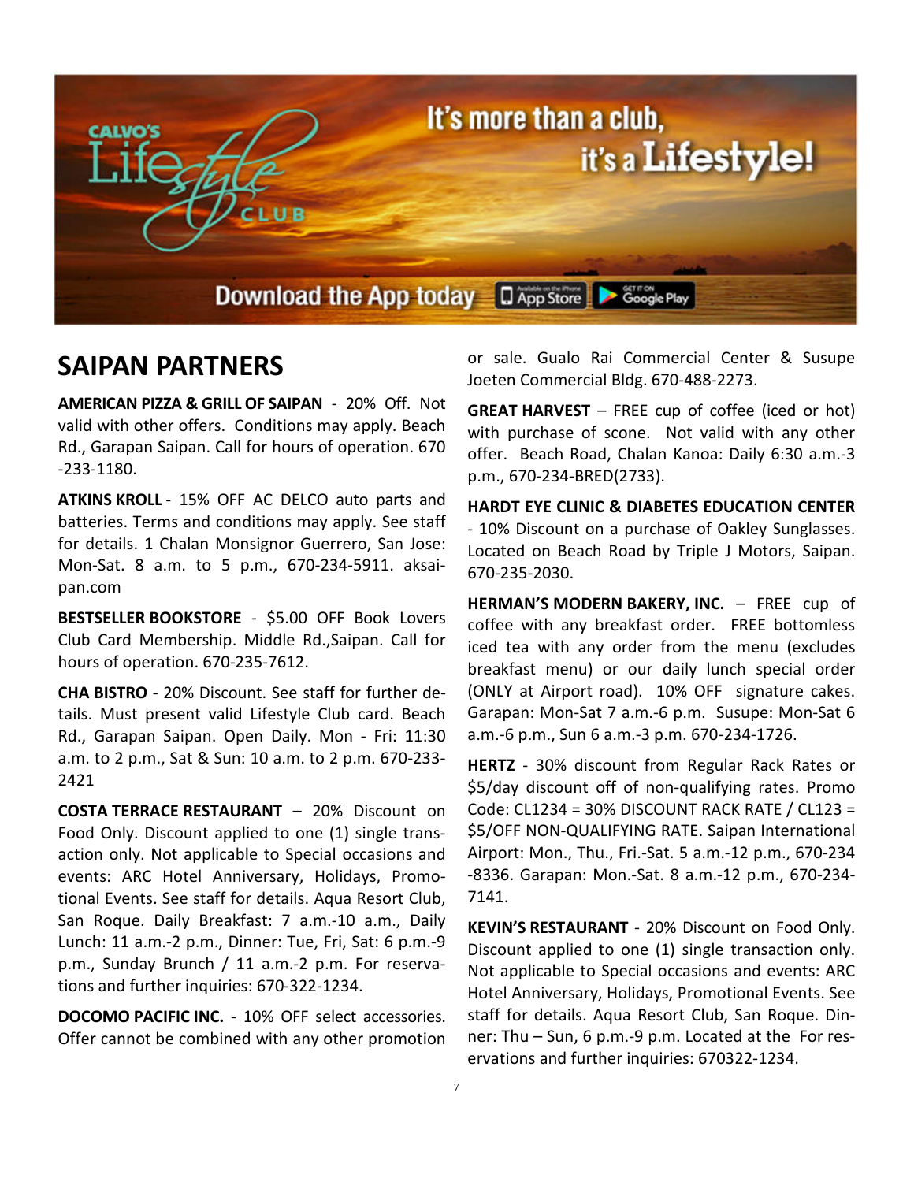It's more than a club, it's a Lifestyle!

Download the App today

## SAIPAN PARTNERS

**AMERICAN PIZZA & GRILL OF SAIPAN** - 20% Off. Not valid with other offers. Conditions may apply. Beach Rd., Garapan Saipan. Call for hours of operation. 670-233-1180.

**ATKINS KROLL** - 15% OFF AC DELCO auto parts and batteries. Terms and conditions may apply. See staff for details. 1 Chalan Monsignor Guerrero, San Jose: Mon-Sat. 8 a.m. to 5 p.m., 670-234-5911. aksaipan.com

**BESTSELLER BOOKSTORE** - $5.00 OFF Book Lovers Club Card Membership. Middle Rd.,Saipan. Call for hours of operation. 670-235-7612.

**CHA BISTRO** - 20% Discount. See staff for further details. Must present valid Lifestyle Club card. Beach Rd., Garapan Saipan. Open Daily. Mon - Fri: 11:30 a.m. to 2 p.m., Sat & Sun: 10 a.m. to 2 p.m. 670-233-2421

**COSTA TERRACE RESTAURANT** – 20% Discount on Food Only. Discount applied to one (1) single transaction only. Not applicable to Special occasions and events: ARC Hotel Anniversary, Holidays, Promotional Events. See staff for details. Aqua Resort Club, San Roque. Daily Breakfast: 7 a.m.-10 a.m., Daily Lunch: 11 a.m.-2 p.m., Dinner: Tue, Fri, Sat: 6 p.m.-9 p.m., Sunday Brunch / 11 a.m.-2 p.m. For reservations and further inquiries: 670-322-1234.

**DOCOMO PACIFIC INC.** - 10% OFF select accessories. Offer cannot be combined with any other promotion or sale. Gualo Rai Commercial Center & Susupe Joeten Commercial Bldg. 670-488-2273.

**GREAT HARVEST** – FREE cup of coffee (iced or hot) with purchase of scone. Not valid with any other offer. Beach Road, Chalan Kanoa: Daily 6:30 a.m.-3 p.m., 670-234-BRED(2733).

**HARDT EYE CLINIC & DIABETES EDUCATION CENTER** - 10% Discount on a purchase of Oakley Sunglasses. Located on Beach Road by Triple J Motors, Saipan. 670-235-2030.

**HERMAN'S MODERN BAKERY, INC.** – FREE cup of coffee with any breakfast order. FREE bottomless iced tea with any order from the menu (excludes breakfast menu) or our daily lunch special order (ONLY at Airport road). 10% OFF signature cakes. Garapan: Mon-Sat 7 a.m.-6 p.m. Susupe: Mon-Sat 6 a.m.-6 p.m., Sun 6 a.m.-3 p.m. 670-234-1726.

**HERTZ** - 30% discount from Regular Rack Rates or $5/day discount off of non-qualifying rates. Promo Code: CL1234 = 30% DISCOUNT RACK RATE / CL123 = $5/OFF NON-QUALIFYING RATE. Saipan International Airport: Mon., Thu., Fri.-Sat. 5 a.m.-12 p.m., 670-234-8336. Garapan: Mon.-Sat. 8 a.m.-12 p.m., 670-234-7141.

**KEVIN'S RESTAURANT** - 20% Discount on Food Only. Discount applied to one (1) single transaction only. Not applicable to Special occasions and events: ARC Hotel Anniversary, Holidays, Promotional Events. See staff for details. Aqua Resort Club, San Roque. Dinner: Thu – Sun, 6 p.m.-9 p.m. Located at the For reservations and further inquiries: 670322-1234.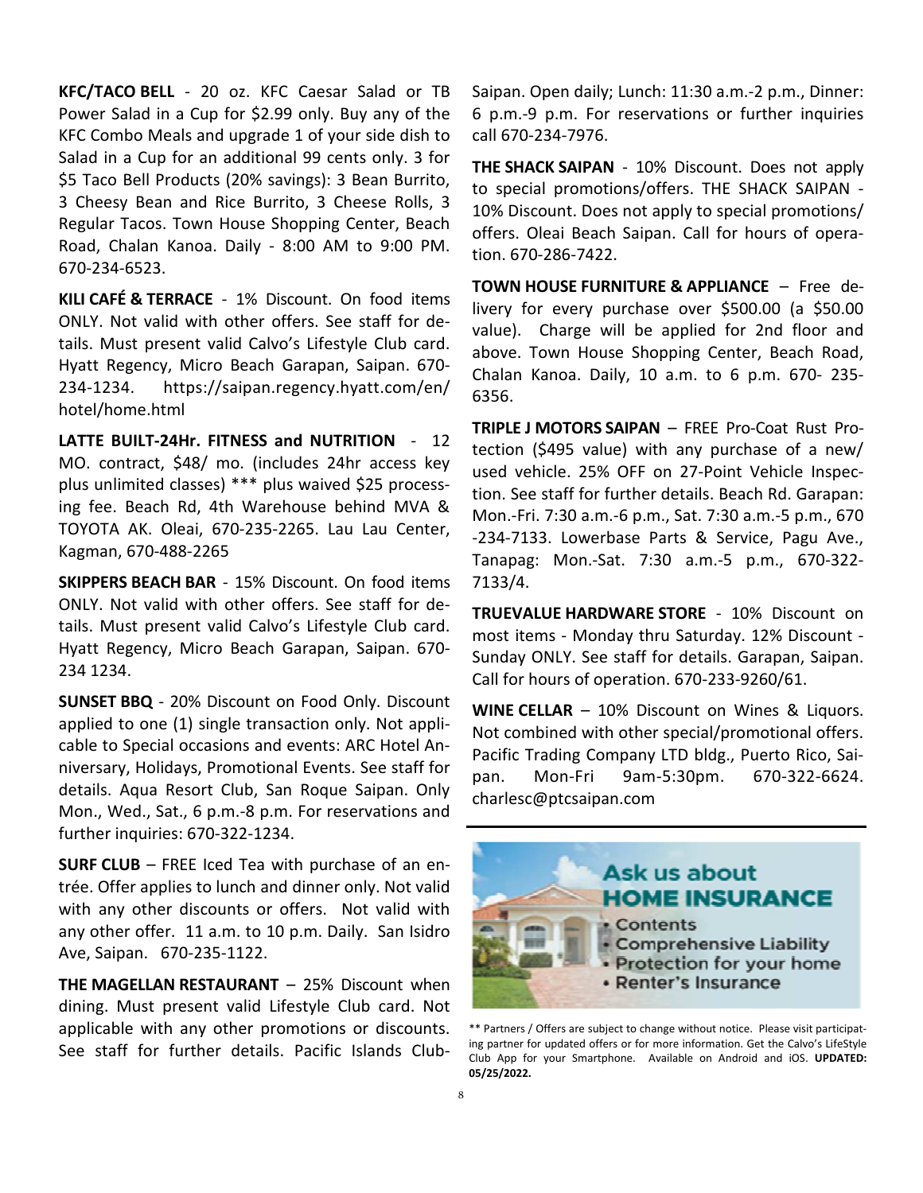**KFC/TACO BELL** - 20 oz. KFC Caesar Salad or TB Power Salad in a Cup for $2.99 only. Buy any of the KFC Combo Meals and upgrade 1 of your side dish to Salad in a Cup for an additional 99 cents only. 3 for $5 Taco Bell Products (20% savings): 3 Bean Burrito, 3 Cheesy Bean and Rice Burrito, 3 Cheese Rolls, 3 Regular Tacos. Town House Shopping Center, Beach Road, Chalan Kanoa. Daily - 8:00 AM to 9:00 PM. 670-234-6523.

**KILI CAFÉ & TERRACE** - 1% Discount. On food items ONLY. Not valid with other offers. See staff for details. Must present valid Calvo's Lifestyle Club card. Hyatt Regency, Micro Beach Garapan, Saipan. 670-234-1234. https://saipan.regency.hyatt.com/en/hotel/home.html

**LATTE BUILT-24Hr. FITNESS and NUTRITION** - 12 MO. contract, $48/ mo. (includes 24hr access key plus unlimited classes) *** plus waived $25 processing fee. Beach Rd, 4th Warehouse behind MVA & TOYOTA AK. Oleai, 670-235-2265. Lau Lau Center, Kagman, 670-488-2265

**SKIPPERS BEACH BAR** - 15% Discount. On food items ONLY. Not valid with other offers. See staff for details. Must present valid Calvo's Lifestyle Club card. Hyatt Regency, Micro Beach Garapan, Saipan. 670-234 1234.

**SUNSET BBQ** - 20% Discount on Food Only. Discount applied to one (1) single transaction only. Not applicable to Special occasions and events: ARC Hotel Anniversary, Holidays, Promotional Events. See staff for details. Aqua Resort Club, San Roque Saipan. Only Mon., Wed., Sat., 6 p.m.-8 p.m. For reservations and further inquiries: 670-322-1234.

**SURF CLUB** – FREE Iced Tea with purchase of an entrée. Offer applies to lunch and dinner only. Not valid with any other discounts or offers. Not valid with any other offer. 11 a.m. to 10 p.m. Daily. San Isidro Ave, Saipan. 670-235-1122.

**THE MAGELLAN RESTAURANT** – 25% Discount when dining. Must present valid Lifestyle Club card. Not applicable with any other promotions or discounts. See staff for further details. Pacific Islands Club-Saipan. Open daily; Lunch: 11:30 a.m.-2 p.m., Dinner: 6 p.m.-9 p.m. For reservations or further inquiries call 670-234-7976.

**THE SHACK SAIPAN** - 10% Discount. Does not apply to special promotions/offers. THE SHACK SAIPAN - 10% Discount. Does not apply to special promotions/offers. Oleai Beach Saipan. Call for hours of operation. 670-286-7422.

**TOWN HOUSE FURNITURE & APPLIANCE** – Free delivery for every purchase over $500.00 (a $50.00 value). Charge will be applied for 2nd floor and above. Town House Shopping Center, Beach Road, Chalan Kanoa. Daily, 10 a.m. to 6 p.m. 670- 235-6356.

**TRIPLE J MOTORS SAIPAN** – FREE Pro-Coat Rust Protection ($495 value) with any purchase of a new/used vehicle. 25% OFF on 27-Point Vehicle Inspection. See staff for further details. Beach Rd. Garapan: Mon.-Fri. 7:30 a.m.-6 p.m., Sat. 7:30 a.m.-5 p.m., 670-234-7133. Lowerbase Parts & Service, Pagu Ave., Tanapag: Mon.-Sat. 7:30 a.m.-5 p.m., 670-322-7133/4.

**TRUEVALUE HARDWARE STORE** - 10% Discount on most items - Monday thru Saturday. 12% Discount - Sunday ONLY. See staff for details. Garapan, Saipan. Call for hours of operation. 670-233-9260/61.

**WINE CELLAR** – 10% Discount on Wines & Liquors. Not combined with other special/promotional offers. Pacific Trading Company LTD bldg., Puerto Rico, Saipan. Mon-Fri 9am-5:30pm. 670-322-6624. charlesc@ptcsaipan.com

Ask us about
HOME INSURANCE
- Contents
- Comprehensive Liability
- Protection for your home
- Renter's Insurance

** Partners / Offers are subject to change without notice. Please visit participating partner for updated offers or for more information. Get the Calvo's LifeStyle Club App for your Smartphone. Available on Android and iOS. **UPDATED: 05/25/2022.**